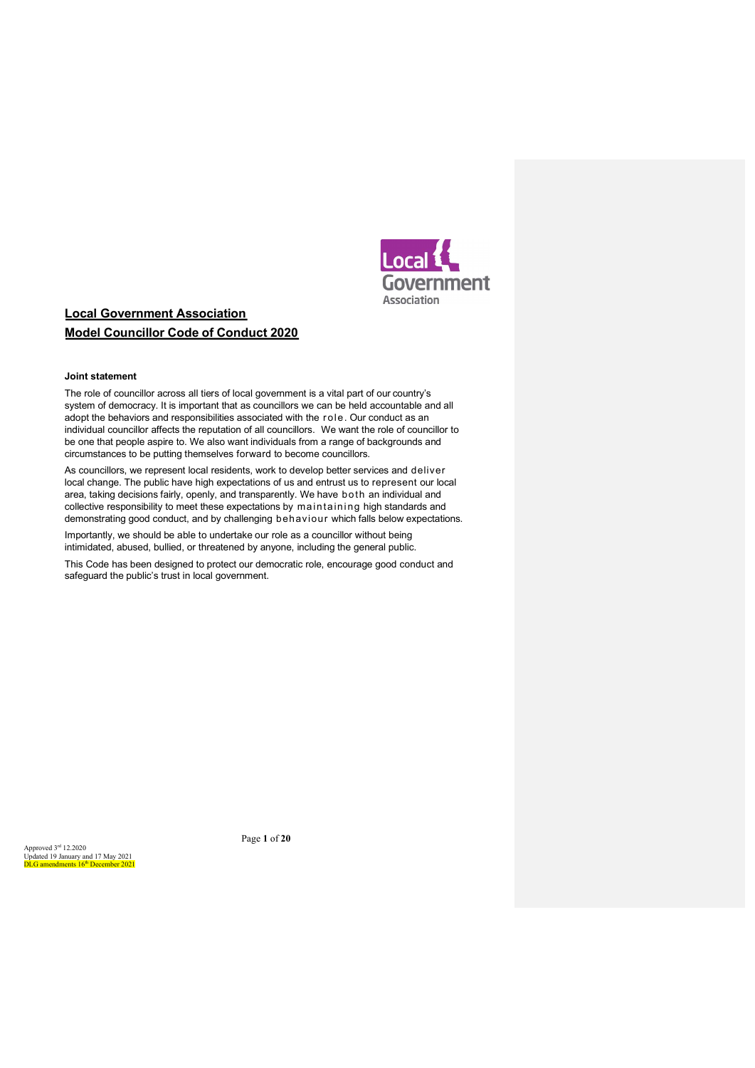# Local Government Association
# Model Councillor Code of Conduct 2020

**Joint statement**

The role of councillor across all tiers of local government is a vital part of our country's system of democracy. It is important that as councillors we can be held accountable and all adopt the behaviors and responsibilities associated with the role. Our conduct as an individual councillor affects the reputation of all councillors. We want the role of councillor to be one that people aspire to. We also want individuals from a range of backgrounds and circumstances to be putting themselves forward to become councillors.

As councillors, we represent local residents, work to develop better services and deliver local change. The public have high expectations of us and entrust us to represent our local area, taking decisions fairly, openly, and transparently. We have both an individual and collective responsibility to meet these expectations by maintaining high standards and demonstrating good conduct, and by challenging behaviour which falls below expectations.

Importantly, we should be able to undertake our role as a councillor without being intimidated, abused, bullied, or threatened by anyone, including the general public.

This Code has been designed to protect our democratic role, encourage good conduct and safeguard the public's trust in local government.

Approved 3rd 12.2020
Updated 19 January and 17 May 2021
DLG amendments 16th December 2021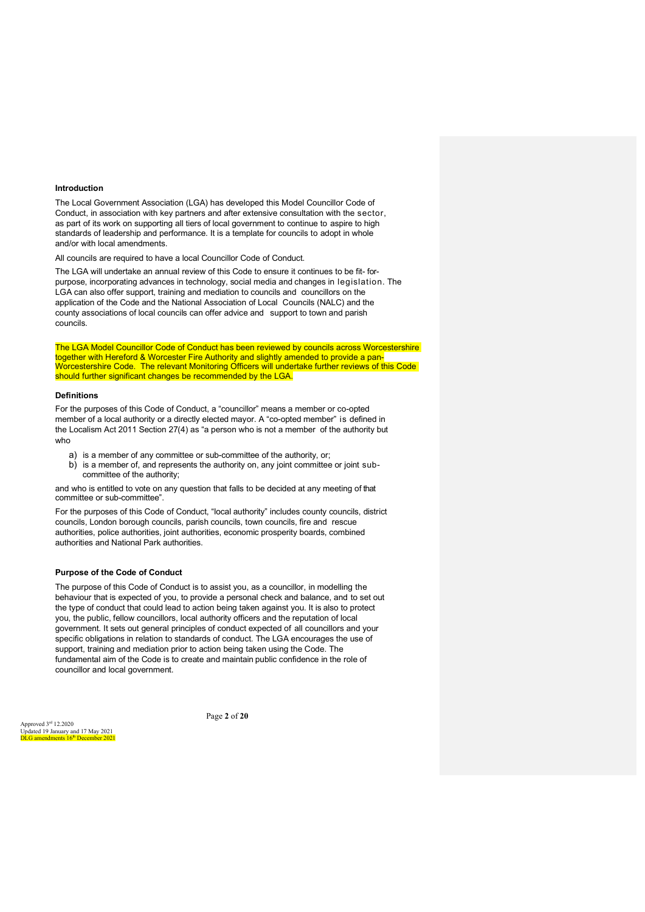## Introduction

The Local Government Association (LGA) has developed this Model Councillor Code of Conduct, in association with key partners and after extensive consultation with the sector, as part of its work on supporting all tiers of local government to continue to aspire to high standards of leadership and performance. It is a template for councils to adopt in whole and/or with local amendments.

All councils are required to have a local Councillor Code of Conduct.

The LGA will undertake an annual review of this Code to ensure it continues to be fit- for-purpose, incorporating advances in technology, social media and changes in legislation. The LGA can also offer support, training and mediation to councils and councillors on the application of the Code and the National Association of Local Councils (NALC) and the county associations of local councils can offer advice and support to town and parish councils.

The LGA Model Councillor Code of Conduct has been reviewed by councils across Worcestershire together with Hereford & Worcester Fire Authority and slightly amended to provide a pan-Worcestershire Code. The relevant Monitoring Officers will undertake further reviews of this Code should further significant changes be recommended by the LGA.

## Definitions

For the purposes of this Code of Conduct, a "councillor" means a member or co-opted member of a local authority or a directly elected mayor. A "co-opted member" is defined in the Localism Act 2011 Section 27(4) as "a person who is not a member of the authority but who

a) is a member of any committee or sub-committee of the authority, or;
b) is a member of, and represents the authority on, any joint committee or joint sub-committee of the authority;

and who is entitled to vote on any question that falls to be decided at any meeting of that committee or sub-committee".

For the purposes of this Code of Conduct, "local authority" includes county councils, district councils, London borough councils, parish councils, town councils, fire and rescue authorities, police authorities, joint authorities, economic prosperity boards, combined authorities and National Park authorities.

## Purpose of the Code of Conduct

The purpose of this Code of Conduct is to assist you, as a councillor, in modelling the behaviour that is expected of you, to provide a personal check and balance, and to set out the type of conduct that could lead to action being taken against you. It is also to protect you, the public, fellow councillors, local authority officers and the reputation of local government. It sets out general principles of conduct expected of all councillors and your specific obligations in relation to standards of conduct. The LGA encourages the use of support, training and mediation prior to action being taken using the Code. The fundamental aim of the Code is to create and maintain public confidence in the role of councillor and local government.

Approved 3rd 12.2020
Updated 19 January and 17 May 2021
DLG amendments 16th December 2021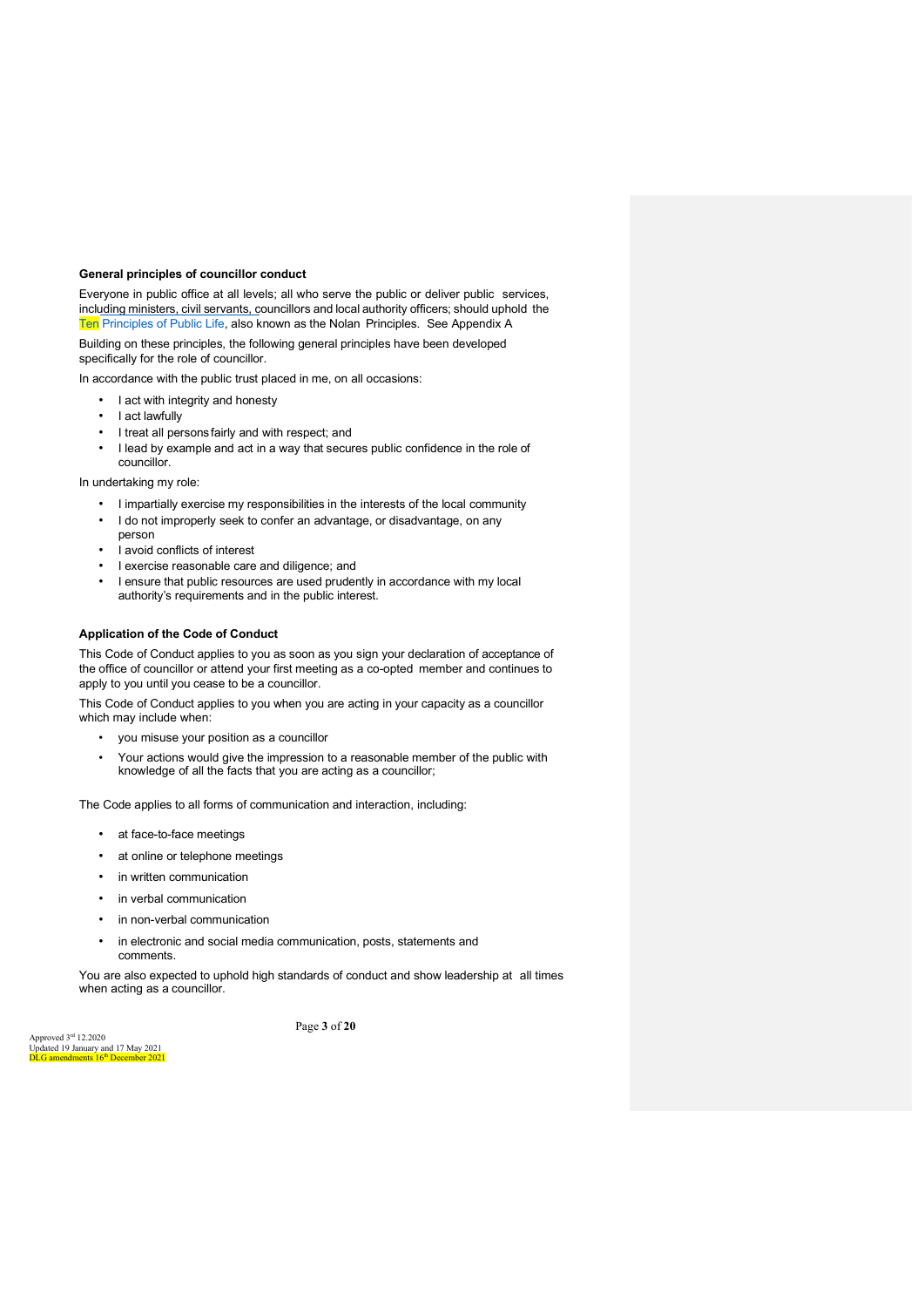### General principles of councillor conduct

Everyone in public office at all levels; all who serve the public or deliver public services, including ministers, civil servants, councillors and local authority officers; should uphold the Ten Principles of Public Life, also known as the Nolan Principles. See Appendix A

Building on these principles, the following general principles have been developed specifically for the role of councillor.

In accordance with the public trust placed in me, on all occasions:

- I act with integrity and honesty
- I act lawfully
- I treat all persons fairly and with respect; and
- I lead by example and act in a way that secures public confidence in the role of councillor.

In undertaking my role:

- I impartially exercise my responsibilities in the interests of the local community
- I do not improperly seek to confer an advantage, or disadvantage, on any person
- I avoid conflicts of interest
- I exercise reasonable care and diligence; and
- I ensure that public resources are used prudently in accordance with my local authority's requirements and in the public interest.

### Application of the Code of Conduct

This Code of Conduct applies to you as soon as you sign your declaration of acceptance of the office of councillor or attend your first meeting as a co-opted member and continues to apply to you until you cease to be a councillor.

This Code of Conduct applies to you when you are acting in your capacity as a councillor which may include when:

- you misuse your position as a councillor
- Your actions would give the impression to a reasonable member of the public with knowledge of all the facts that you are acting as a councillor;

The Code applies to all forms of communication and interaction, including:

- at face-to-face meetings
- at online or telephone meetings
- in written communication
- in verbal communication
- in non-verbal communication
- in electronic and social media communication, posts, statements and comments.

You are also expected to uphold high standards of conduct and show leadership at all times when acting as a councillor.

Approved 3rd 12.2020
Updated 19 January and 17 May 2021
DLG amendments 16th December 2021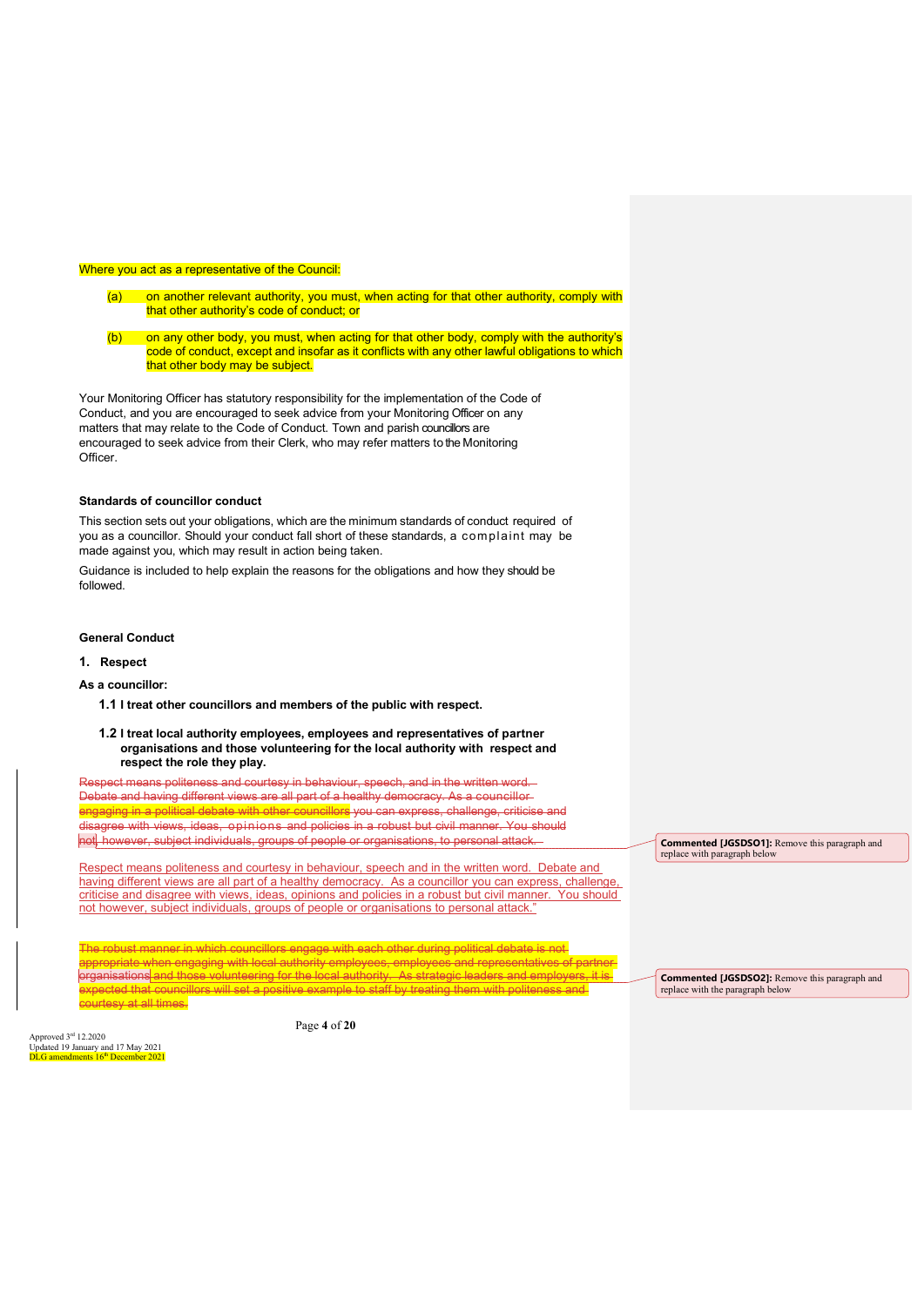Where you act as a representative of the Council:

(a) on another relevant authority, you must, when acting for that other authority, comply with that other authority's code of conduct; or

(b) on any other body, you must, when acting for that other body, comply with the authority's code of conduct, except and insofar as it conflicts with any other lawful obligations to which that other body may be subject.

Your Monitoring Officer has statutory responsibility for the implementation of the Code of Conduct, and you are encouraged to seek advice from your Monitoring Officer on any matters that may relate to the Code of Conduct. Town and parish councillors are encouraged to seek advice from their Clerk, who may refer matters to the Monitoring Officer.

**Standards of councillor conduct**

This section sets out your obligations, which are the minimum standards of conduct required of you as a councillor. Should your conduct fall short of these standards, a complaint may be made against you, which may result in action being taken.

Guidance is included to help explain the reasons for the obligations and how they should be followed.

**General Conduct**

**1. Respect**

**As a councillor:**

**1.1 I treat other councillors and members of the public with respect.**

**1.2 I treat local authority employees, employees and representatives of partner organisations and those volunteering for the local authority with respect and respect the role they play.**

~~Respect means politeness and courtesy in behaviour, speech, and in the written word. Debate and having different views are all part of a healthy democracy. As a councillor engaging in a political debate with other councillors you can express, challenge, criticise and disagree with views, ideas, opinions and policies in a robust but civil manner. You should not, however, subject individuals, groups of people or organisations, to personal attack.~~

Respect means politeness and courtesy in behaviour, speech and in the written word. Debate and having different views are all part of a healthy democracy. As a councillor you can express, challenge, criticise and disagree with views, ideas, opinions and policies in a robust but civil manner. You should not however, subject individuals, groups of people or organisations to personal attack."

~~The robust manner in which councillors engage with each other during political debate is not appropriate when engaging with local authority employees, employees and representatives of partner organisations and those volunteering for the local authority. As strategic leaders and employers, it is expected that councillors will set a positive example to staff by treating them with politeness and courtesy at all times.~~

> **Commented [JGSDSO1]:** Remove this paragraph and replace with paragraph below

> **Commented [JGSDSO2]:** Remove this paragraph and replace with the paragraph below

Approved 3rd 12.2020
Updated 19 January and 17 May 2021
DLG amendments 16th December 2021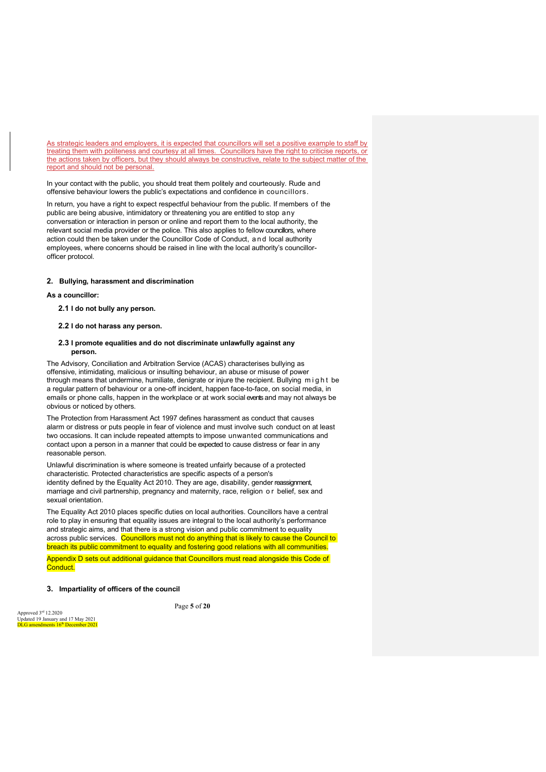As strategic leaders and employers, it is expected that councillors will set a positive example to staff by treating them with politeness and courtesy at all times. Councillors have the right to criticise reports, or the actions taken by officers, but they should always be constructive, relate to the subject matter of the report and should not be personal.

In your contact with the public, you should treat them politely and courteously. Rude and offensive behaviour lowers the public's expectations and confidence in councillors.

In return, you have a right to expect respectful behaviour from the public. If members of the public are being abusive, intimidatory or threatening you are entitled to stop any conversation or interaction in person or online and report them to the local authority, the relevant social media provider or the police. This also applies to fellow councillors, where action could then be taken under the Councillor Code of Conduct, and local authority employees, where concerns should be raised in line with the local authority's councillor-officer protocol.

## 2. Bullying, harassment and discrimination

**As a councillor:**

**2.1 I do not bully any person.**

**2.2 I do not harass any person.**

**2.3 I promote equalities and do not discriminate unlawfully against any person.**

The Advisory, Conciliation and Arbitration Service (ACAS) characterises bullying as offensive, intimidating, malicious or insulting behaviour, an abuse or misuse of power through means that undermine, humiliate, denigrate or injure the recipient. Bullying might be a regular pattern of behaviour or a one-off incident, happen face-to-face, on social media, in emails or phone calls, happen in the workplace or at work social events and may not always be obvious or noticed by others.

The Protection from Harassment Act 1997 defines harassment as conduct that causes alarm or distress or puts people in fear of violence and must involve such conduct on at least two occasions. It can include repeated attempts to impose unwanted communications and contact upon a person in a manner that could be expected to cause distress or fear in any reasonable person.

Unlawful discrimination is where someone is treated unfairly because of a protected characteristic. Protected characteristics are specific aspects of a person's identity defined by the Equality Act 2010. They are age, disability, gender reassignment, marriage and civil partnership, pregnancy and maternity, race, religion or belief, sex and sexual orientation.

The Equality Act 2010 places specific duties on local authorities. Councillors have a central role to play in ensuring that equality issues are integral to the local authority's performance and strategic aims, and that there is a strong vision and public commitment to equality across public services. Councillors must not do anything that is likely to cause the Council to breach its public commitment to equality and fostering good relations with all communities.

Appendix D sets out additional guidance that Councillors must read alongside this Code of Conduct.

## 3. Impartiality of officers of the council

Approved 3rd 12.2020
Updated 19 January and 17 May 2021
DLG amendments 16th December 2021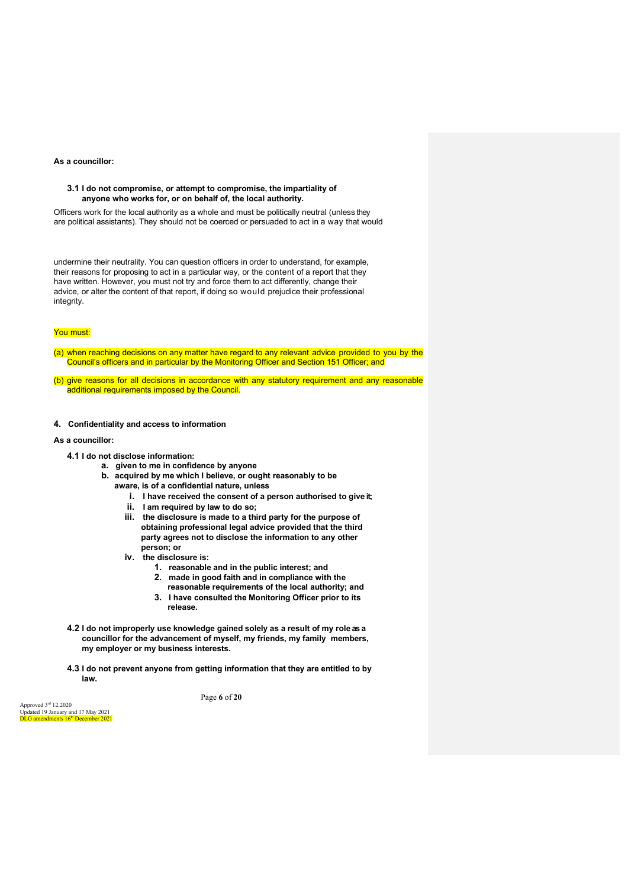**As a councillor:**

**3.1 I do not compromise, or attempt to compromise, the impartiality of anyone who works for, or on behalf of, the local authority.**

Officers work for the local authority as a whole and must be politically neutral (unless they are political assistants). They should not be coerced or persuaded to act in a way that would undermine their neutrality. You can question officers in order to understand, for example, their reasons for proposing to act in a particular way, or the content of a report that they have written. However, you must not try and force them to act differently, change their advice, or alter the content of that report, if doing so would prejudice their professional integrity.

You must:

(a) when reaching decisions on any matter have regard to any relevant advice provided to you by the Council's officers and in particular by the Monitoring Officer and Section 151 Officer; and

(b) give reasons for all decisions in accordance with any statutory requirement and any reasonable additional requirements imposed by the Council.

## 4. Confidentiality and access to information

**As a councillor:**

**4.1 I do not disclose information:**

- **a. given to me in confidence by anyone**
- **b. acquired by me which I believe, or ought reasonably to be aware, is of a confidential nature, unless**
  - **i. I have received the consent of a person authorised to give it;**
  - **ii. I am required by law to do so;**
  - **iii. the disclosure is made to a third party for the purpose of obtaining professional legal advice provided that the third party agrees not to disclose the information to any other person; or**
  - **iv. the disclosure is:**
    1. **reasonable and in the public interest; and**
    2. **made in good faith and in compliance with the reasonable requirements of the local authority; and**
    3. **I have consulted the Monitoring Officer prior to its release.**

**4.2 I do not improperly use knowledge gained solely as a result of my role as a councillor for the advancement of myself, my friends, my family members, my employer or my business interests.**

**4.3 I do not prevent anyone from getting information that they are entitled to by law.**

Approved 3rd 12.2020
Updated 19 January and 17 May 2021
DLG amendments 16th December 2021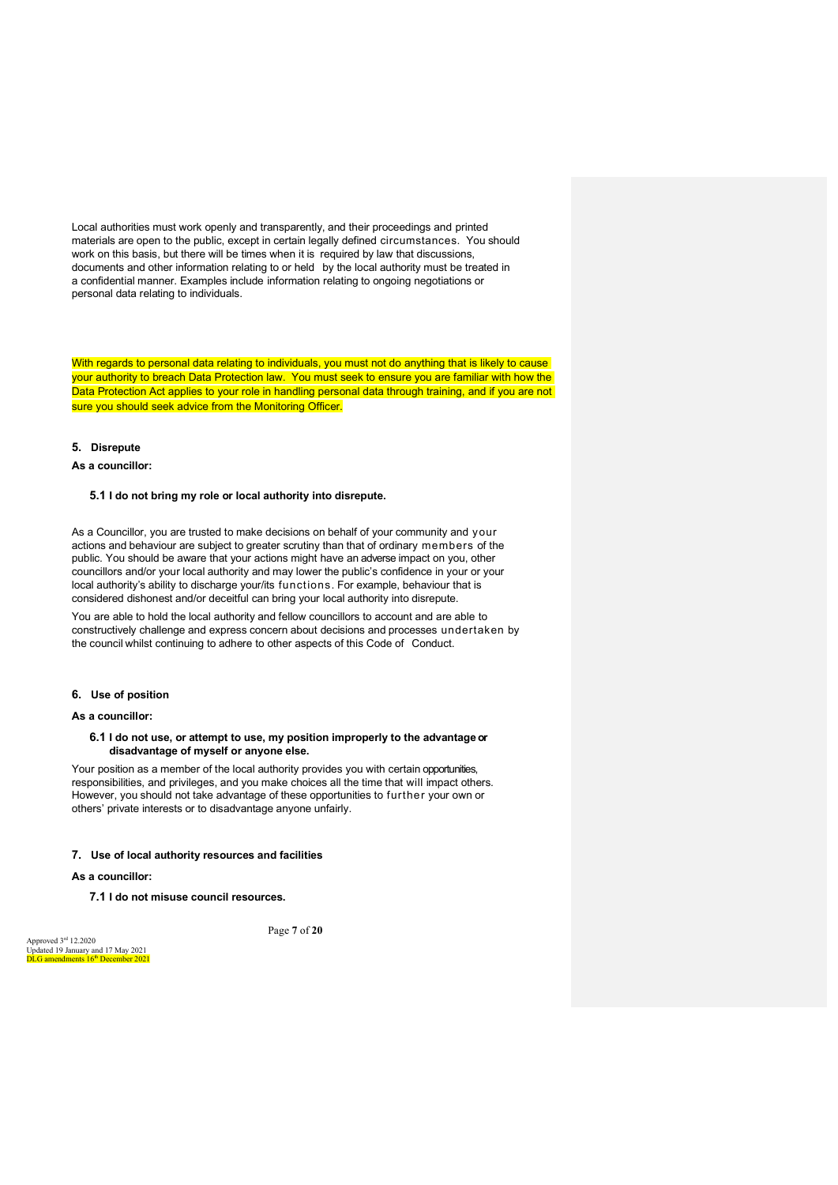Local authorities must work openly and transparently, and their proceedings and printed materials are open to the public, except in certain legally defined circumstances. You should work on this basis, but there will be times when it is required by law that discussions, documents and other information relating to or held by the local authority must be treated in a confidential manner. Examples include information relating to ongoing negotiations or personal data relating to individuals.

With regards to personal data relating to individuals, you must not do anything that is likely to cause your authority to breach Data Protection law. You must seek to ensure you are familiar with how the Data Protection Act applies to your role in handling personal data through training, and if you are not sure you should seek advice from the Monitoring Officer.

### 5. Disrepute

**As a councillor:**

**5.1 I do not bring my role or local authority into disrepute.**

As a Councillor, you are trusted to make decisions on behalf of your community and your actions and behaviour are subject to greater scrutiny than that of ordinary members of the public. You should be aware that your actions might have an adverse impact on you, other councillors and/or your local authority and may lower the public's confidence in your or your local authority's ability to discharge your/its functions. For example, behaviour that is considered dishonest and/or deceitful can bring your local authority into disrepute.

You are able to hold the local authority and fellow councillors to account and are able to constructively challenge and express concern about decisions and processes undertaken by the council whilst continuing to adhere to other aspects of this Code of Conduct.

### 6. Use of position

**As a councillor:**

**6.1 I do not use, or attempt to use, my position improperly to the advantage or disadvantage of myself or anyone else.**

Your position as a member of the local authority provides you with certain opportunities, responsibilities, and privileges, and you make choices all the time that will impact others. However, you should not take advantage of these opportunities to further your own or others' private interests or to disadvantage anyone unfairly.

### 7. Use of local authority resources and facilities

**As a councillor:**

**7.1 I do not misuse council resources.**

Approved 3rd 12.2020
Updated 19 January and 17 May 2021
DLG amendments 16th December 2021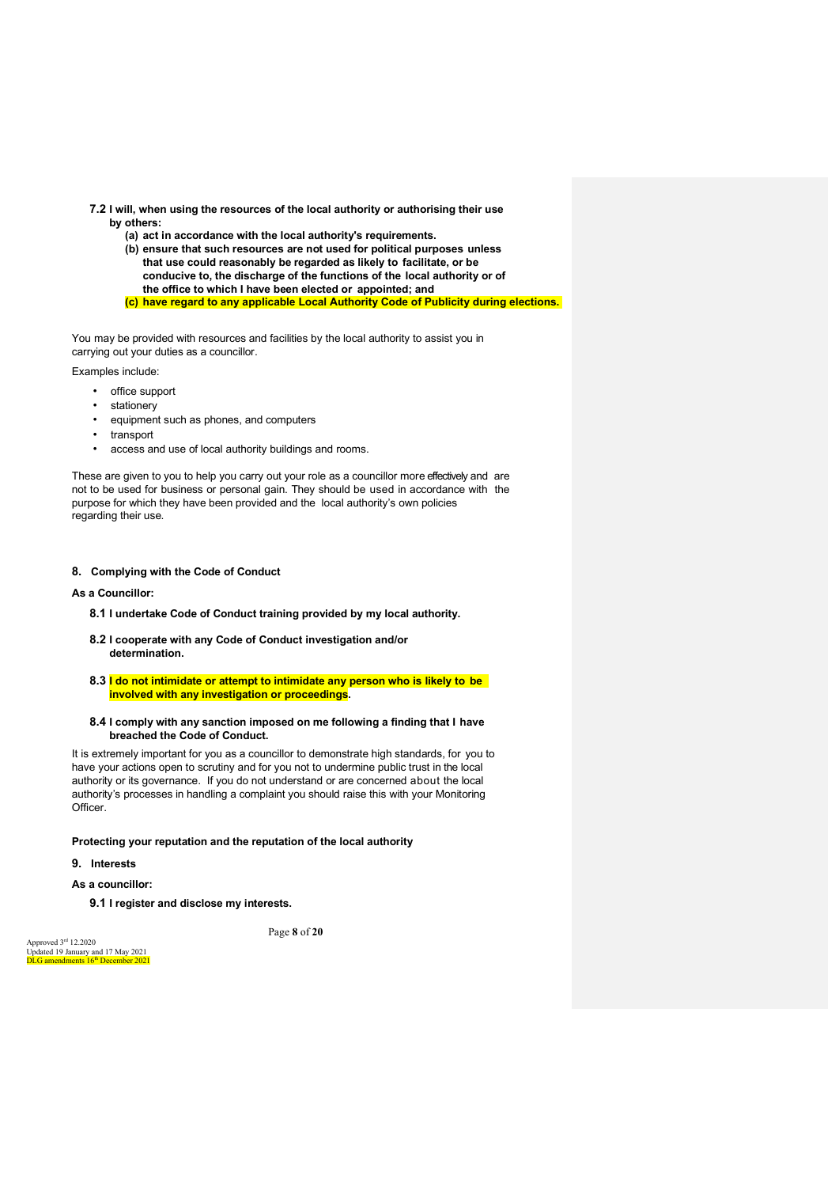**7.2 I will, when using the resources of the local authority or authorising their use by others:**

**(a) act in accordance with the local authority's requirements.**

**(b) ensure that such resources are not used for political purposes unless that use could reasonably be regarded as likely to facilitate, or be conducive to, the discharge of the functions of the local authority or of the office to which I have been elected or appointed; and**

**(c) have regard to any applicable Local Authority Code of Publicity during elections.**

You may be provided with resources and facilities by the local authority to assist you in carrying out your duties as a councillor.

Examples include:

- office support
- stationery
- equipment such as phones, and computers
- transport
- access and use of local authority buildings and rooms.

These are given to you to help you carry out your role as a councillor more effectively and are not to be used for business or personal gain. They should be used in accordance with the the purpose for which they have been provided and the local authority's own policies regarding their use.

### 8. Complying with the Code of Conduct

**As a Councillor:**

**8.1 I undertake Code of Conduct training provided by my local authority.**

**8.2 I cooperate with any Code of Conduct investigation and/or determination.**

**8.3 I do not intimidate or attempt to intimidate any person who is likely to be involved with any investigation or proceedings.**

**8.4 I comply with any sanction imposed on me following a finding that I have breached the Code of Conduct.**

It is extremely important for you as a councillor to demonstrate high standards, for you to have your actions open to scrutiny and for you not to undermine public trust in the local authority or its governance. If you do not understand or are concerned about the local authority's processes in handling a complaint you should raise this with your Monitoring Officer.

## Protecting your reputation and the reputation of the local authority

### 9. Interests

**As a councillor:**

**9.1 I register and disclose my interests.**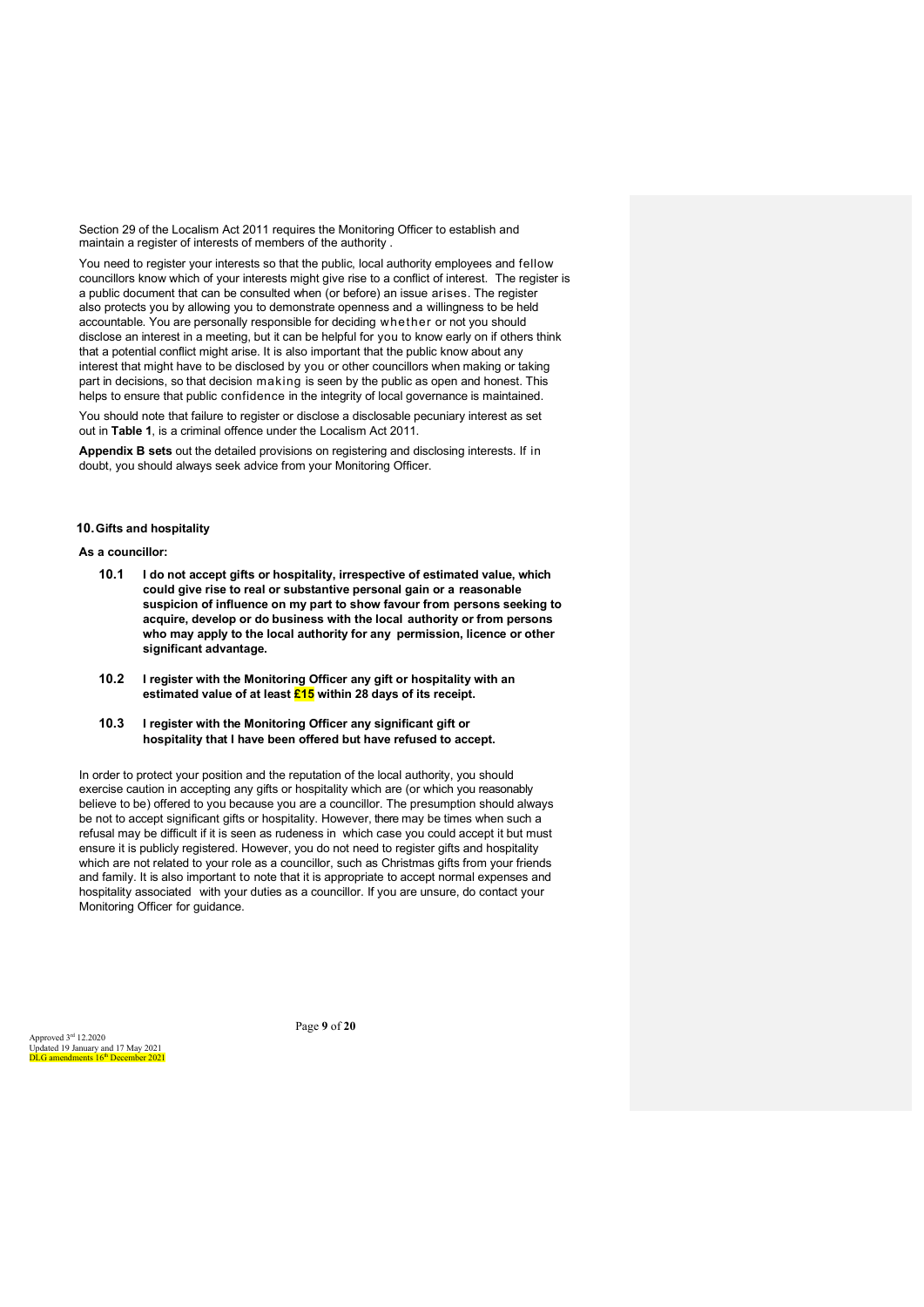Section 29 of the Localism Act 2011 requires the Monitoring Officer to establish and maintain a register of interests of members of the authority .

You need to register your interests so that the public, local authority employees and fellow councillors know which of your interests might give rise to a conflict of interest. The register is a public document that can be consulted when (or before) an issue arises. The register also protects you by allowing you to demonstrate openness and a willingness to be held accountable. You are personally responsible for deciding whether or not you should disclose an interest in a meeting, but it can be helpful for you to know early on if others think that a potential conflict might arise. It is also important that the public know about any interest that might have to be disclosed by you or other councillors when making or taking part in decisions, so that decision making is seen by the public as open and honest. This helps to ensure that public confidence in the integrity of local governance is maintained.

You should note that failure to register or disclose a disclosable pecuniary interest as set out in **Table 1**, is a criminal offence under the Localism Act 2011.

**Appendix B sets** out the detailed provisions on registering and disclosing interests. If in doubt, you should always seek advice from your Monitoring Officer.

## 10. Gifts and hospitality

**As a councillor:**

**10.1 I do not accept gifts or hospitality, irrespective of estimated value, which could give rise to real or substantive personal gain or a reasonable suspicion of influence on my part to show favour from persons seeking to acquire, develop or do business with the local authority or from persons who may apply to the local authority for any permission, licence or other significant advantage.**

**10.2 I register with the Monitoring Officer any gift or hospitality with an estimated value of at least £15 within 28 days of its receipt.**

**10.3 I register with the Monitoring Officer any significant gift or hospitality that I have been offered but have refused to accept.**

In order to protect your position and the reputation of the local authority, you should exercise caution in accepting any gifts or hospitality which are (or which you reasonably believe to be) offered to you because you are a councillor. The presumption should always be not to accept significant gifts or hospitality. However, there may be times when such a refusal may be difficult if it is seen as rudeness in which case you could accept it but must ensure it is publicly registered. However, you do not need to register gifts and hospitality which are not related to your role as a councillor, such as Christmas gifts from your friends and family. It is also important to note that it is appropriate to accept normal expenses and hospitality associated with your duties as a councillor. If you are unsure, do contact your Monitoring Officer for guidance.

Approved 3rd 12.2020
Updated 19 January and 17 May 2021
DLG amendments 16th December 2021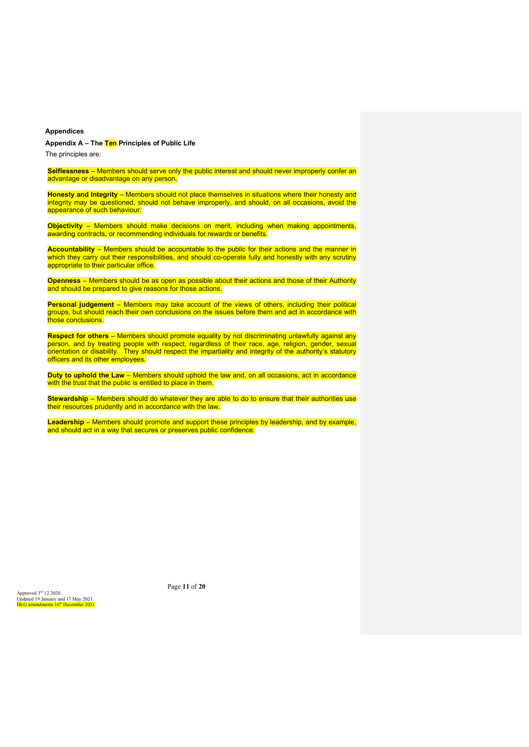**Appendices**

**Appendix A – The Ten Principles of Public Life**

The principles are:

**Selflessness** – Members should serve only the public interest and should never improperly confer an advantage or disadvantage on any person.

**Honesty and Integrity** – Members should not place themselves in situations where their honesty and integrity may be questioned, should not behave improperly, and should, on all occasions, avoid the appearance of such behaviour.

**Objectivity** – Members should make decisions on merit, including when making appointments, awarding contracts, or recommending individuals for rewards or benefits.

**Accountability** – Members should be accountable to the public for their actions and the manner in which they carry out their responsibilities, and should co-operate fully and honestly with any scrutiny appropriate to their particular office.

**Openness** – Members should be as open as possible about their actions and those of their Authority and should be prepared to give reasons for those actions.

**Personal judgement** – Members may take account of the views of others, including their political groups, but should reach their own conclusions on the issues before them and act in accordance with those conclusions.

**Respect for others** – Members should promote equality by not discriminating unlawfully against any person, and by treating people with respect, regardless of their race, age, religion, gender, sexual orientation or disability. They should respect the impartiality and integrity of the authority's statutory officers and its other employees.

**Duty to uphold the Law** – Members should uphold the law and, on all occasions, act in accordance with the trust that the public is entitled to place in them.

**Stewardship** – Members should do whatever they are able to do to ensure that their authorities use their resources prudently and in accordance with the law.

**Leadership** – Members should promote and support these principles by leadership, and by example, and should act in a way that secures or preserves public confidence.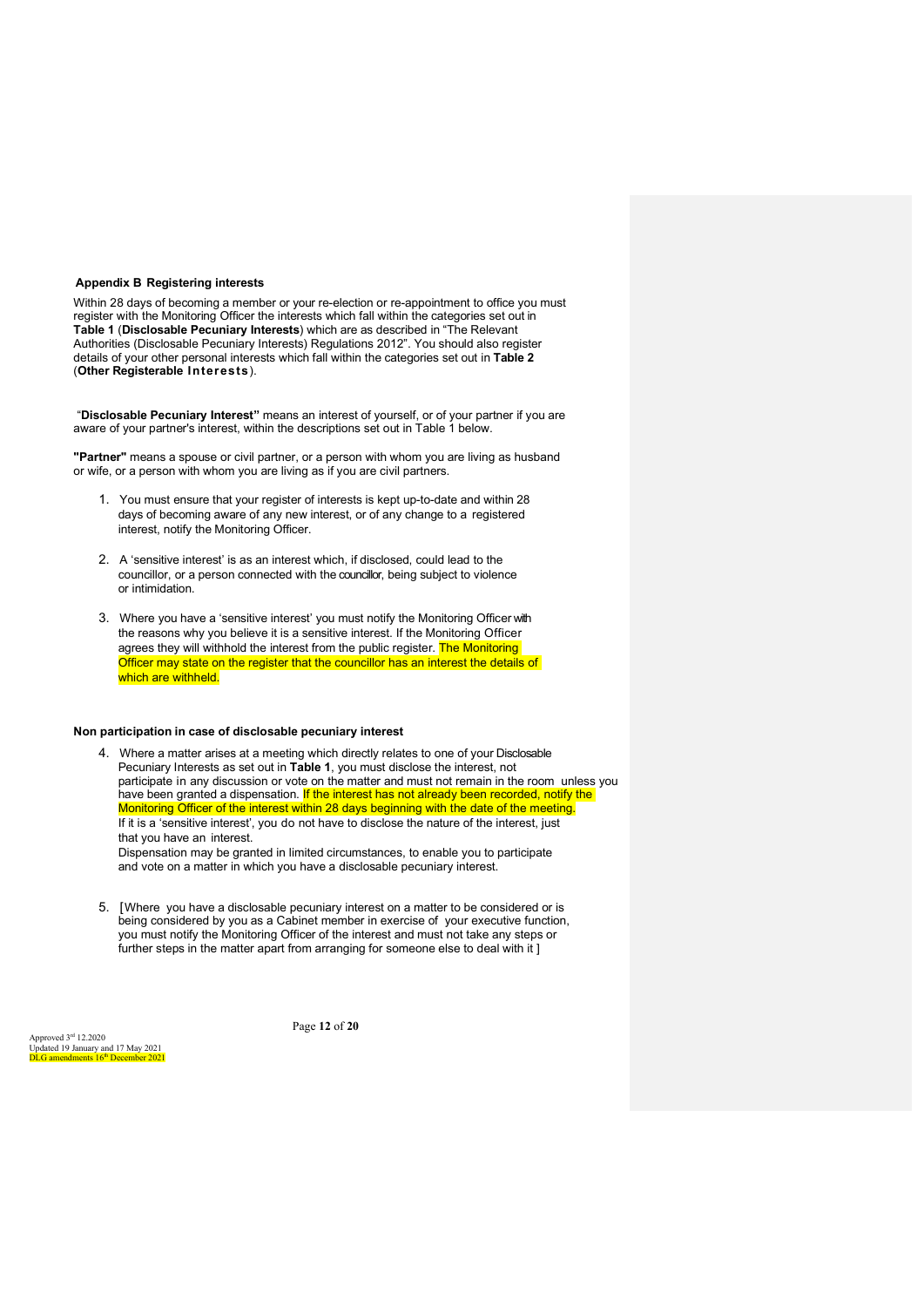## Appendix B Registering interests

Within 28 days of becoming a member or your re-election or re-appointment to office you must register with the Monitoring Officer the interests which fall within the categories set out in **Table 1** (**Disclosable Pecuniary Interests**) which are as described in "The Relevant Authorities (Disclosable Pecuniary Interests) Regulations 2012". You should also register details of your other personal interests which fall within the categories set out in **Table 2** (**Other Registerable Interests**).

"**Disclosable Pecuniary Interest"** means an interest of yourself, or of your partner if you are aware of your partner's interest, within the descriptions set out in Table 1 below.

**"Partner"** means a spouse or civil partner, or a person with whom you are living as husband or wife, or a person with whom you are living as if you are civil partners.

1. You must ensure that your register of interests is kept up-to-date and within 28 days of becoming aware of any new interest, or of any change to a registered interest, notify the Monitoring Officer.

2. A 'sensitive interest' is as an interest which, if disclosed, could lead to the councillor, or a person connected with the councillor, being subject to violence or intimidation.

3. Where you have a 'sensitive interest' you must notify the Monitoring Officer with the reasons why you believe it is a sensitive interest. If the Monitoring Officer agrees they will withhold the interest from the public register. The Monitoring Officer may state on the register that the councillor has an interest the details of which are withheld.

### Non participation in case of disclosable pecuniary interest

4. Where a matter arises at a meeting which directly relates to one of your Disclosable Pecuniary Interests as set out in **Table 1**, you must disclose the interest, not participate in any discussion or vote on the matter and must not remain in the room unless you have been granted a dispensation. If the interest has not already been recorded, notify the Monitoring Officer of the interest within 28 days beginning with the date of the meeting.
   If it is a 'sensitive interest', you do not have to disclose the nature of the interest, just that you have an interest.
   Dispensation may be granted in limited circumstances, to enable you to participate and vote on a matter in which you have a disclosable pecuniary interest.

5. [Where you have a disclosable pecuniary interest on a matter to be considered or is being considered by you as a Cabinet member in exercise of your executive function, you must notify the Monitoring Officer of the interest and must not take any steps or further steps in the matter apart from arranging for someone else to deal with it ]

Approved 3rd 12.2020
Updated 19 January and 17 May 2021
DLG amendments 16th December 2021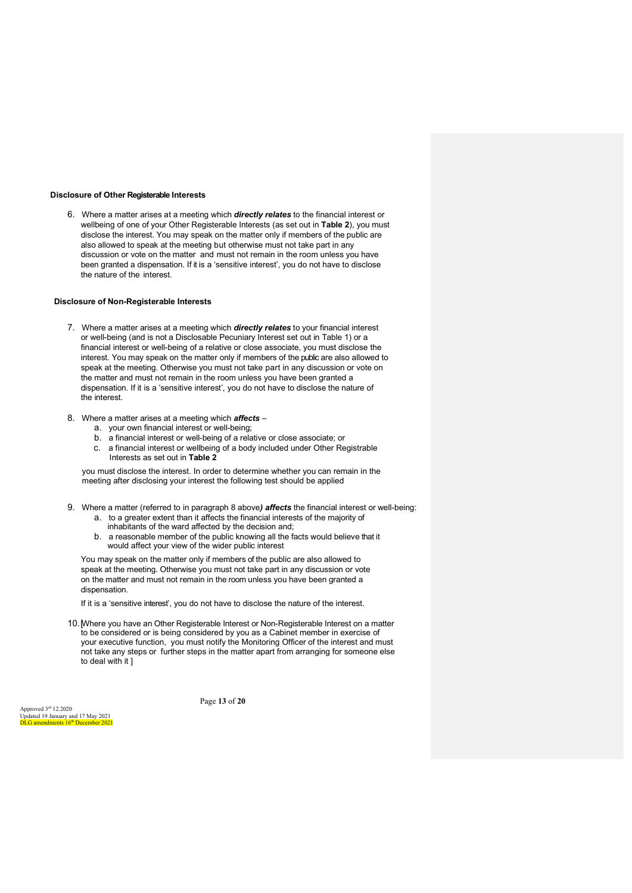**Disclosure of Other Registerable Interests**

6. Where a matter arises at a meeting which ***directly relates*** to the financial interest or wellbeing of one of your Other Registerable Interests (as set out in **Table 2**), you must disclose the interest. You may speak on the matter only if members of the public are also allowed to speak at the meeting but otherwise must not take part in any discussion or vote on the matter and must not remain in the room unless you have been granted a dispensation. If it is a 'sensitive interest', you do not have to disclose the nature of the interest.

**Disclosure of Non-Registerable Interests**

7. Where a matter arises at a meeting which ***directly relates*** to your financial interest or well-being (and is not a Disclosable Pecuniary Interest set out in Table 1) or a financial interest or well-being of a relative or close associate, you must disclose the interest. You may speak on the matter only if members of the public are also allowed to speak at the meeting. Otherwise you must not take part in any discussion or vote on the matter and must not remain in the room unless you have been granted a dispensation. If it is a 'sensitive interest', you do not have to disclose the nature of the interest.

8. Where a matter arises at a meeting which ***affects*** –
   a. your own financial interest or well-being;
   b. a financial interest or well-being of a relative or close associate; or
   c. a financial interest or wellbeing of a body included under Other Registrable Interests as set out in **Table 2**

   you must disclose the interest. In order to determine whether you can remain in the meeting after disclosing your interest the following test should be applied

9. Where a matter (referred to in paragraph 8 above***) affects*** the financial interest or well-being:
   a. to a greater extent than it affects the financial interests of the majority of inhabitants of the ward affected by the decision and;
   b. a reasonable member of the public knowing all the facts would believe that it would affect your view of the wider public interest

   You may speak on the matter only if members of the public are also allowed to speak at the meeting. Otherwise you must not take part in any discussion or vote on the matter and must not remain in the room unless you have been granted a dispensation.

   If it is a 'sensitive interest', you do not have to disclose the nature of the interest.

10. [Where you have an Other Registerable Interest or Non-Registerable Interest on a matter to be considered or is being considered by you as a Cabinet member in exercise of your executive function, you must notify the Monitoring Officer of the interest and must not take any steps or further steps in the matter apart from arranging for someone else to deal with it ]

Approved 3rd 12.2020
Updated 19 January and 17 May 2021
DLG amendments 16th December 2021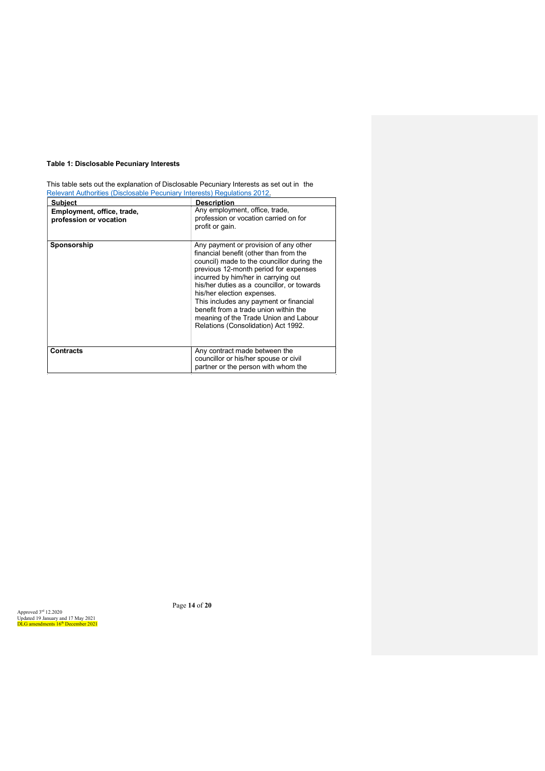**Table 1: Disclosable Pecuniary Interests**

This table sets out the explanation of Disclosable Pecuniary Interests as set out in the [Relevant Authorities (Disclosable Pecuniary Interests) Regulations 2012.](#)

| Subject | Description |
|---|---|
| **Employment, office, trade, profession or vocation** | Any employment, office, trade, profession or vocation carried on for profit or gain. |
| **Sponsorship** | Any payment or provision of any other financial benefit (other than from the council) made to the councillor during the previous 12-month period for expenses incurred by him/her in carrying out his/her duties as a councillor, or towards his/her election expenses. This includes any payment or financial benefit from a trade union within the meaning of the Trade Union and Labour Relations (Consolidation) Act 1992. |
| **Contracts** | Any contract made between the councillor or his/her spouse or civil partner or the person with whom the |

Approved 3rd 12.2020
Updated 19 January and 17 May 2021
DLG amendments 16th December 2021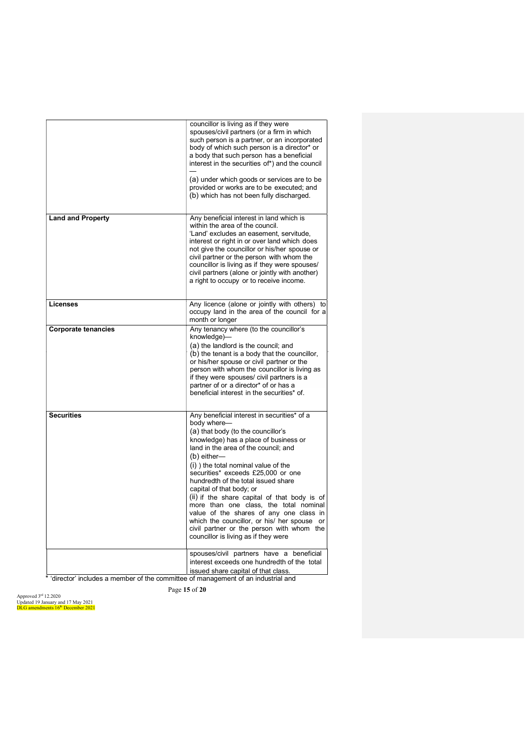| | |
|---|---|
| | councillor is living as if they were spouses/civil partners (or a firm in which such person is a partner, or an incorporated body of which such person is a director* or a body that such person has a beneficial interest in the securities of*) and the council —<br>(a) under which goods or services are to be provided or works are to be executed; and<br>(b) which has not been fully discharged. |
| **Land and Property** | Any beneficial interest in land which is within the area of the council.<br>'Land' excludes an easement, servitude, interest or right in or over land which does not give the councillor or his/her spouse or civil partner or the person with whom the councillor is living as if they were spouses/ civil partners (alone or jointly with another) a right to occupy or to receive income. |
| **Licenses** | Any licence (alone or jointly with others) to occupy land in the area of the council for a month or longer |
| **Corporate tenancies** | Any tenancy where (to the councillor's knowledge)—<br>(a) the landlord is the council; and<br>(b) the tenant is a body that the councillor, or his/her spouse or civil partner or the person with whom the councillor is living as if they were spouses/ civil partners is a partner of or a director* of or has a beneficial interest in the securities* of. |
| **Securities** | Any beneficial interest in securities* of a body where—<br>(a) that body (to the councillor's knowledge) has a place of business or land in the area of the council; and<br>(b) either—<br>(i) ) the total nominal value of the securities* exceeds £25,000 or one hundredth of the total issued share capital of that body; or<br>(ii) if the share capital of that body is of more than one class, the total nominal value of the shares of any one class in which the councillor, or his/ her spouse or civil partner or the person with whom the councillor is living as if they were spouses/civil partners have a beneficial interest exceeds one hundredth of the total issued share capital of that class. |

* 'director' includes a member of the committee of management of an industrial and

Approved 3rd 12.2020
Updated 19 January and 17 May 2021
DLG amendments 16th December 2021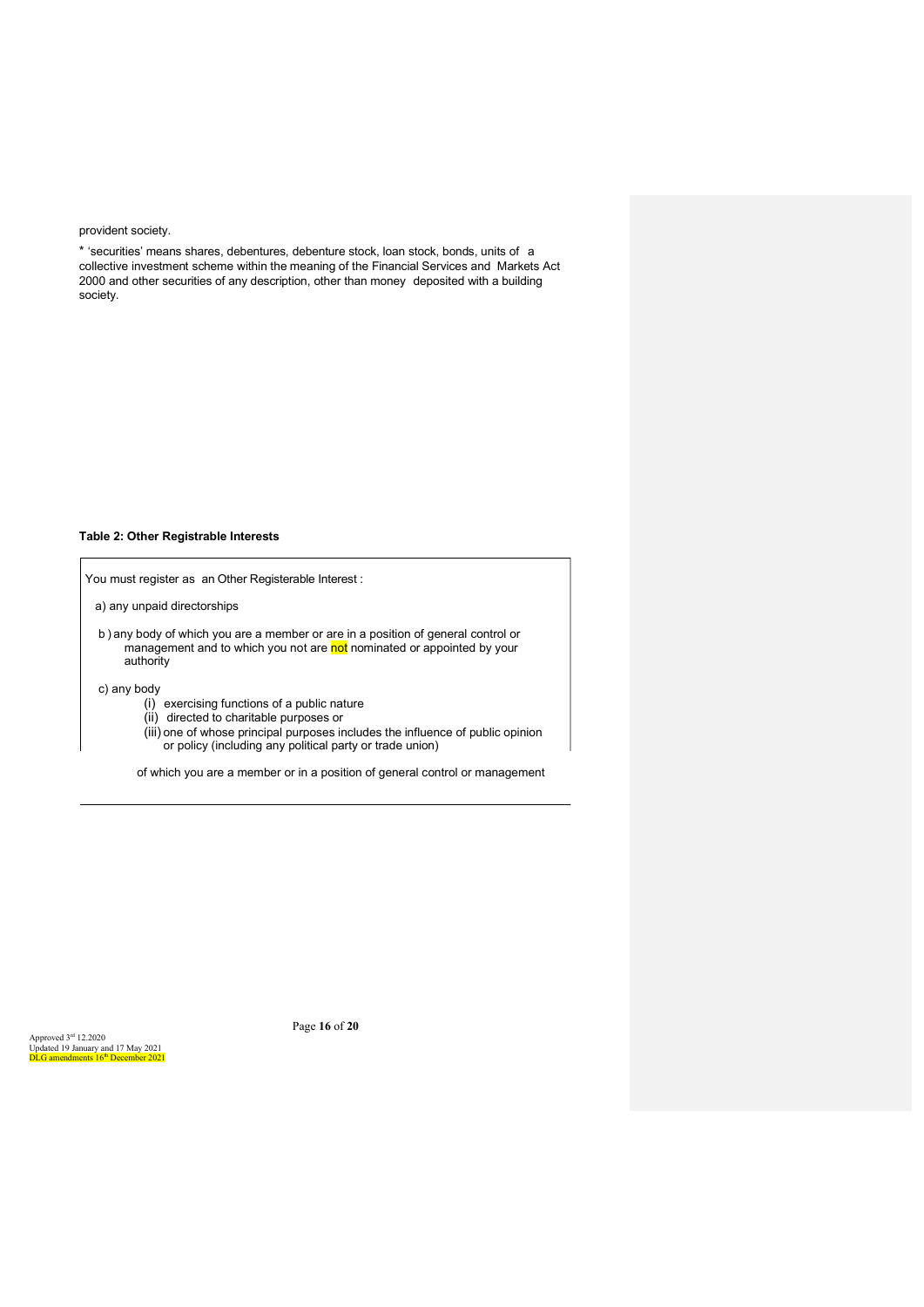provident society.

* 'securities' means shares, debentures, debenture stock, loan stock, bonds, units of a collective investment scheme within the meaning of the Financial Services and Markets Act 2000 and other securities of any description, other than money deposited with a building society.

**Table 2: Other Registrable Interests**

You must register as an Other Registerable Interest :

a) any unpaid directorships

b ) any body of which you are a member or are in a position of general control or management and to which you not are not nominated or appointed by your authority

c) any body

(i) exercising functions of a public nature
(ii) directed to charitable purposes or
(iii) one of whose principal purposes includes the influence of public opinion or policy (including any political party or trade union)

of which you are a member or in a position of general control or management

Approved 3rd 12.2020
Updated 19 January and 17 May 2021
DLG amendments 16th December 2021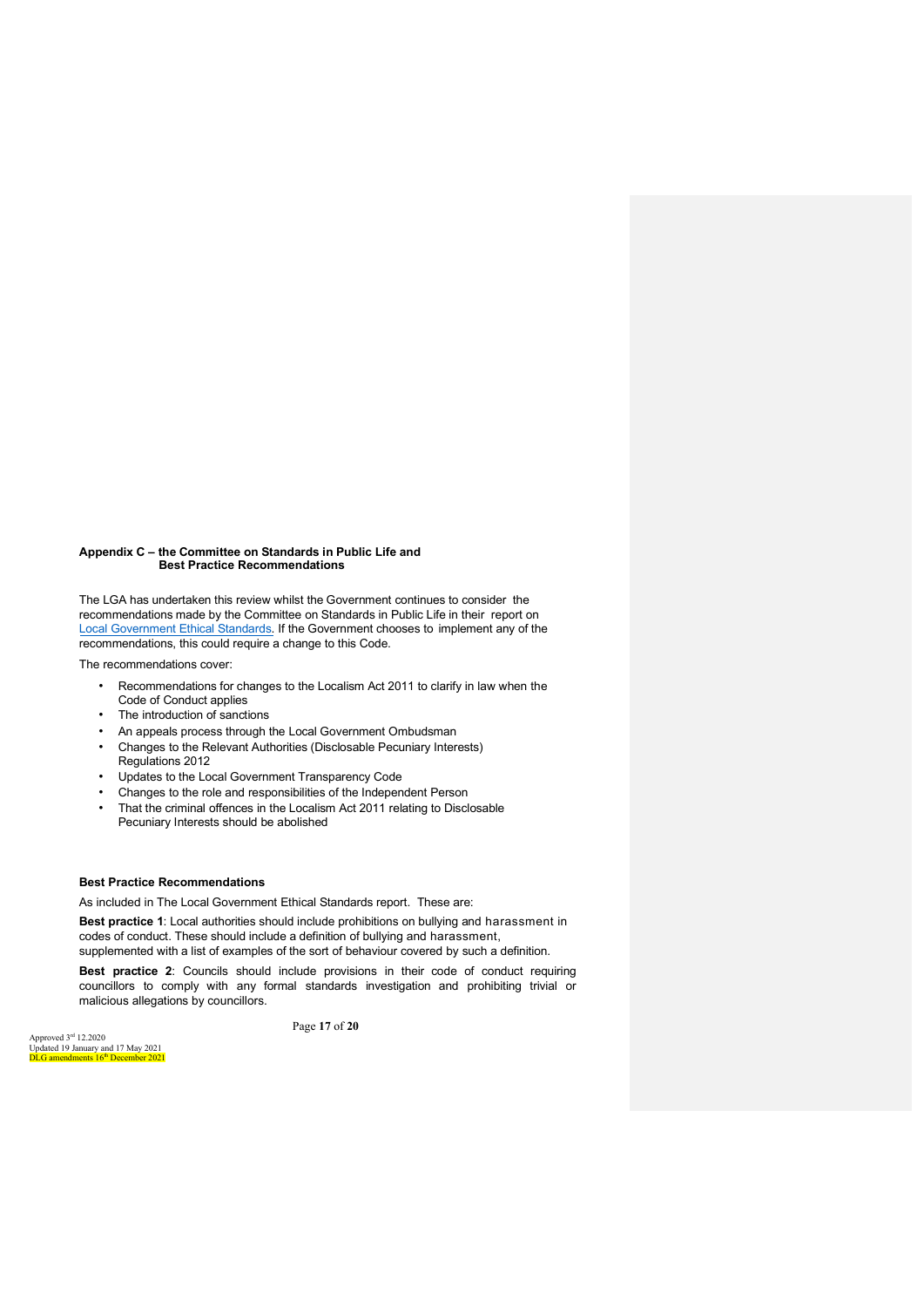### Appendix C – the Committee on Standards in Public Life and Best Practice Recommendations

The LGA has undertaken this review whilst the Government continues to consider the recommendations made by the Committee on Standards in Public Life in their report on Local Government Ethical Standards. If the Government chooses to implement any of the recommendations, this could require a change to this Code.

The recommendations cover:

- Recommendations for changes to the Localism Act 2011 to clarify in law when the Code of Conduct applies
- The introduction of sanctions
- An appeals process through the Local Government Ombudsman
- Changes to the Relevant Authorities (Disclosable Pecuniary Interests) Regulations 2012
- Updates to the Local Government Transparency Code
- Changes to the role and responsibilities of the Independent Person
- That the criminal offences in the Localism Act 2011 relating to Disclosable Pecuniary Interests should be abolished

**Best Practice Recommendations**

As included in The Local Government Ethical Standards report. These are:

**Best practice 1**: Local authorities should include prohibitions on bullying and harassment in codes of conduct. These should include a definition of bullying and harassment, supplemented with a list of examples of the sort of behaviour covered by such a definition.

**Best practice 2**: Councils should include provisions in their code of conduct requiring councillors to comply with any formal standards investigation and prohibiting trivial or malicious allegations by councillors.

Approved 3rd 12.2020
Updated 19 January and 17 May 2021
DLG amendments 16th December 2021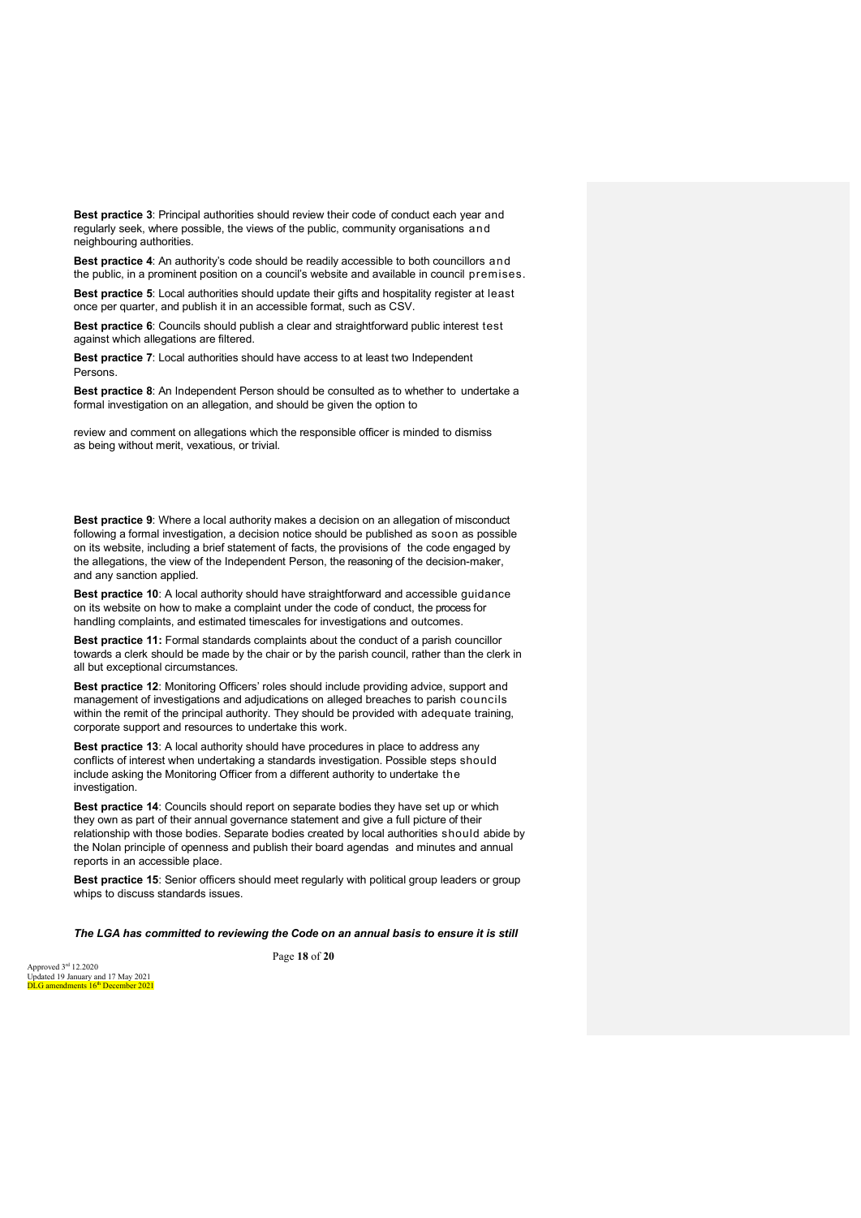**Best practice 3**: Principal authorities should review their code of conduct each year and regularly seek, where possible, the views of the public, community organisations and neighbouring authorities.

**Best practice 4**: An authority's code should be readily accessible to both councillors and the public, in a prominent position on a council's website and available in council premises.

**Best practice 5**: Local authorities should update their gifts and hospitality register at least once per quarter, and publish it in an accessible format, such as CSV.

**Best practice 6**: Councils should publish a clear and straightforward public interest test against which allegations are filtered.

**Best practice 7**: Local authorities should have access to at least two Independent Persons.

**Best practice 8**: An Independent Person should be consulted as to whether to undertake a formal investigation on an allegation, and should be given the option to

review and comment on allegations which the responsible officer is minded to dismiss as being without merit, vexatious, or trivial.

**Best practice 9**: Where a local authority makes a decision on an allegation of misconduct following a formal investigation, a decision notice should be published as soon as possible on its website, including a brief statement of facts, the provisions of the code engaged by the allegations, the view of the Independent Person, the reasoning of the decision-maker, and any sanction applied.

**Best practice 10**: A local authority should have straightforward and accessible guidance on its website on how to make a complaint under the code of conduct, the process for handling complaints, and estimated timescales for investigations and outcomes.

**Best practice 11:** Formal standards complaints about the conduct of a parish councillor towards a clerk should be made by the chair or by the parish council, rather than the clerk in all but exceptional circumstances.

**Best practice 12**: Monitoring Officers' roles should include providing advice, support and management of investigations and adjudications on alleged breaches to parish councils within the remit of the principal authority. They should be provided with adequate training, corporate support and resources to undertake this work.

**Best practice 13**: A local authority should have procedures in place to address any conflicts of interest when undertaking a standards investigation. Possible steps should include asking the Monitoring Officer from a different authority to undertake the investigation.

**Best practice 14**: Councils should report on separate bodies they have set up or which they own as part of their annual governance statement and give a full picture of their relationship with those bodies. Separate bodies created by local authorities should abide by the Nolan principle of openness and publish their board agendas and minutes and annual reports in an accessible place.

**Best practice 15**: Senior officers should meet regularly with political group leaders or group whips to discuss standards issues.

***The LGA has committed to reviewing the Code on an annual basis to ensure it is still***

Approved 3rd 12.2020
Updated 19 January and 17 May 2021
DLG amendments 16th December 2021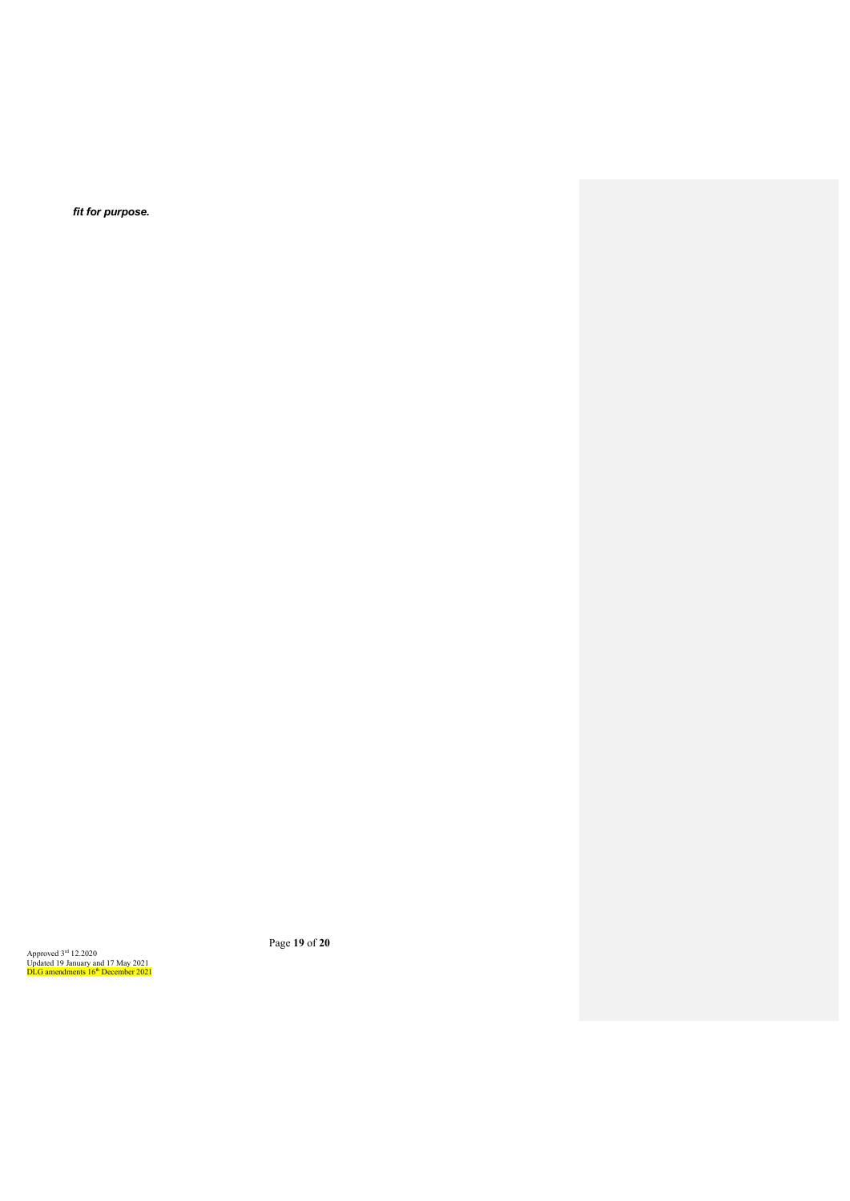***fit for purpose.***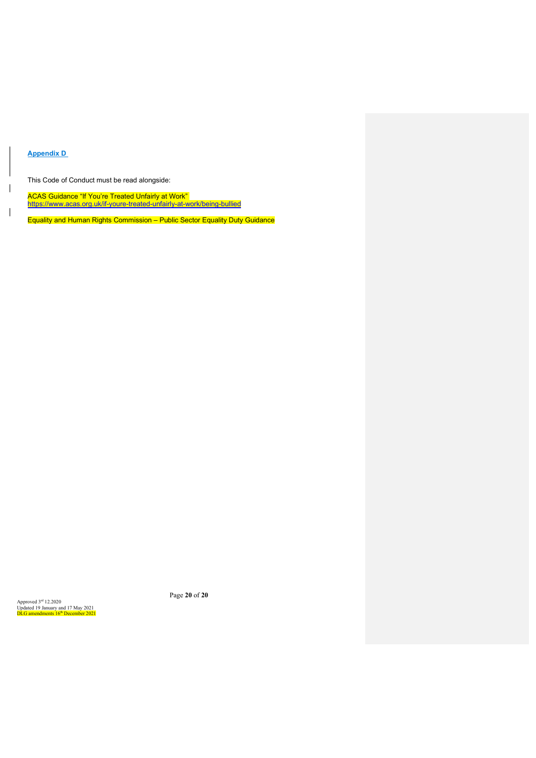**Appendix D**

This Code of Conduct must be read alongside:

ACAS Guidance "If You're Treated Unfairly at Work"
https://www.acas.org.uk/if-youre-treated-unfairly-at-work/being-bullied

Equality and Human Rights Commission – Public Sector Equality Duty Guidance

Approved 3rd 12.2020
Updated 19 January and 17 May 2021
DLG amendments 16th December 2021